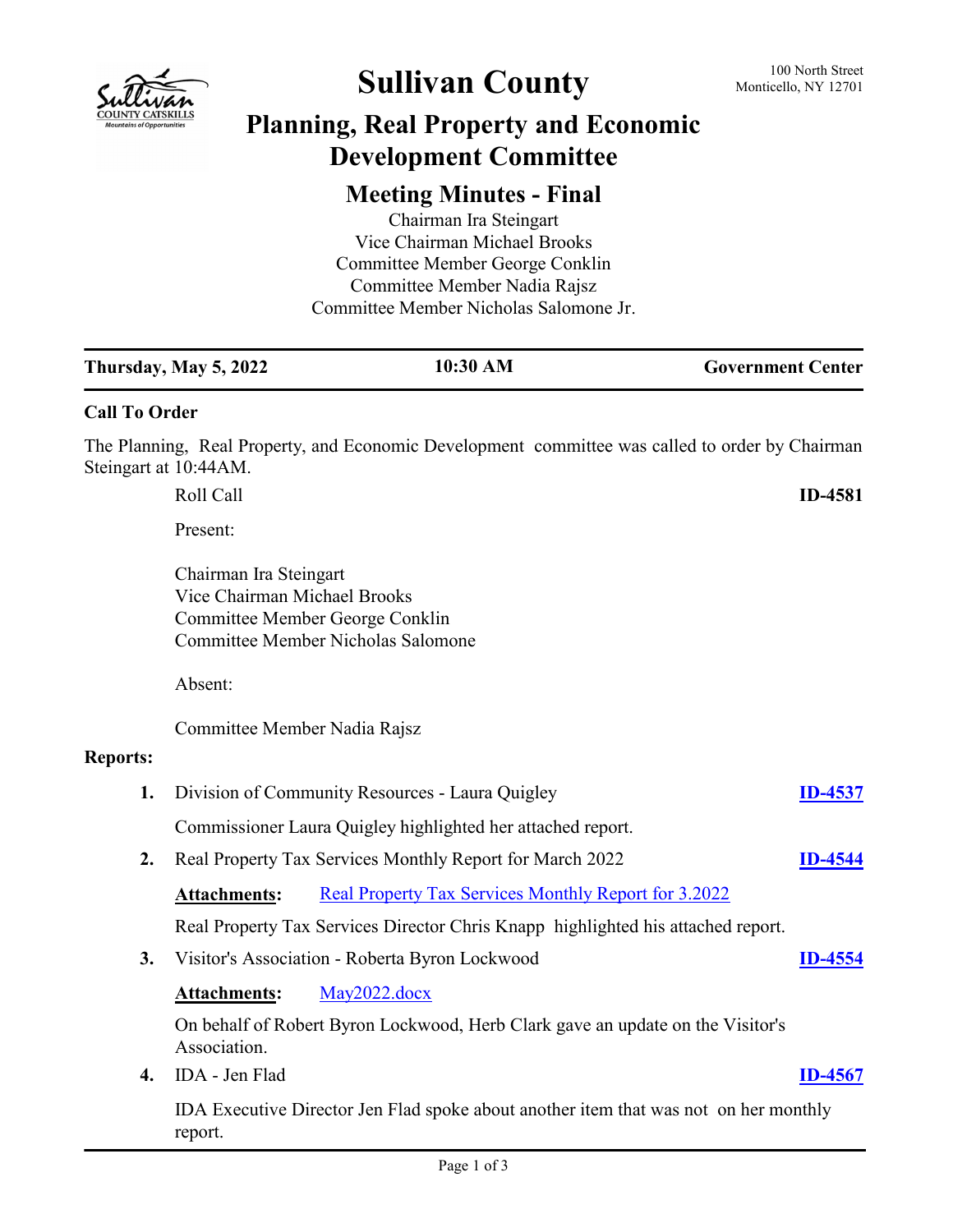# Sullivan County

100 North Street
Monticello, NY 12701

## Planning, Real Property and Economic Development Committee

## Meeting Minutes - Final

Chairman Ira Steingart
Vice Chairman Michael Brooks
Committee Member George Conklin
Committee Member Nadia Rajsz
Committee Member Nicholas Salomone Jr.

**Thursday, May 5, 2022** | **10:30 AM** | **Government Center**

### Call To Order

The Planning, Real Property, and Economic Development committee was called to order by Chairman Steingart at 10:44AM.

Roll Call **ID-4581**

Present:

Chairman Ira Steingart
Vice Chairman Michael Brooks
Committee Member George Conklin
Committee Member Nicholas Salomone

Absent:

Committee Member Nadia Rajsz

### Reports:

**1.** Division of Community Resources - Laura Quigley **ID-4537**

Commissioner Laura Quigley highlighted her attached report.

**2.** Real Property Tax Services Monthly Report for March 2022 **ID-4544**

**Attachments:** Real Property Tax Services Monthly Report for 3.2022

Real Property Tax Services Director Chris Knapp highlighted his attached report.

**3.** Visitor's Association - Roberta Byron Lockwood **ID-4554**

**Attachments:** May2022.docx

On behalf of Robert Byron Lockwood, Herb Clark gave an update on the Visitor's Association.

**4.** IDA - Jen Flad **ID-4567**

IDA Executive Director Jen Flad spoke about another item that was not on her monthly report.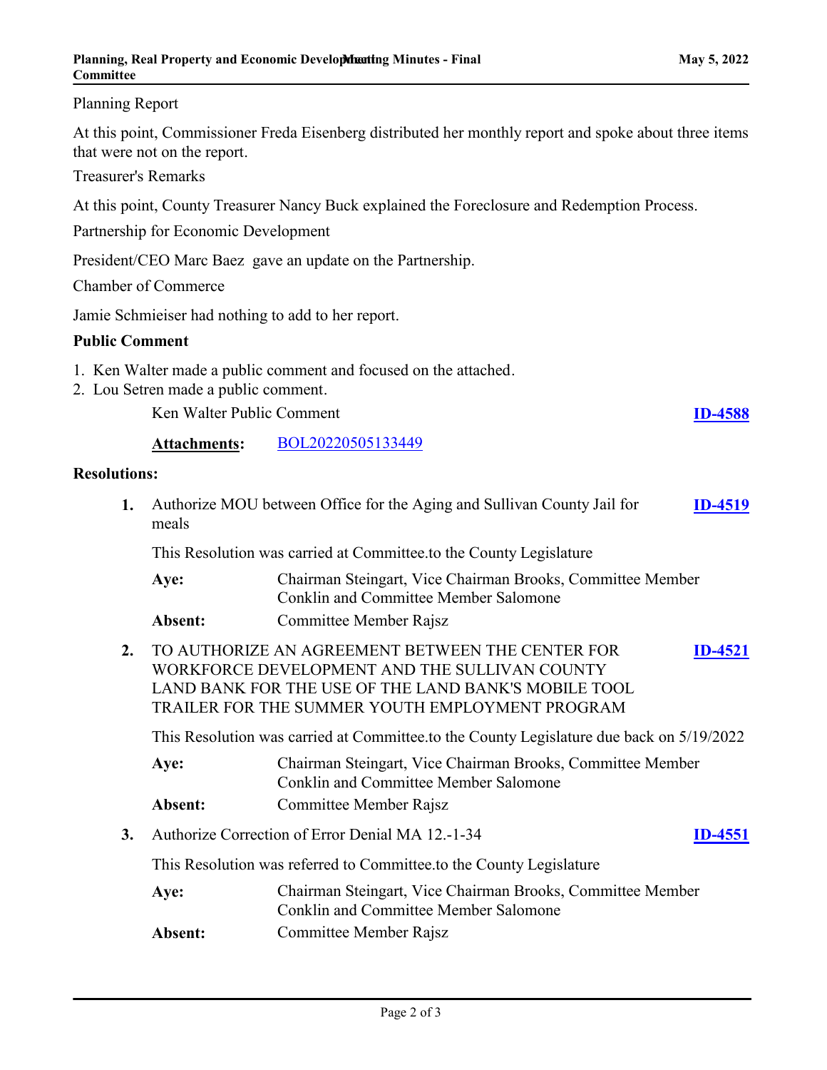Planning Report

At this point, Commissioner Freda Eisenberg distributed her monthly report and spoke about three items that were not on the report.

Treasurer's Remarks

At this point, County Treasurer Nancy Buck explained the Foreclosure and Redemption Process.

Partnership for Economic Development

President/CEO Marc Baez gave an update on the Partnership.

Chamber of Commerce

Jamie Schmieiser had nothing to add to her report.

**Public Comment**

1. Ken Walter made a public comment and focused on the attached.
2. Lou Setren made a public comment.

Ken Walter Public Comment **ID-4588**

**Attachments:** BOL20220505133449

**Resolutions:**

**1.** Authorize MOU between Office for the Aging and Sullivan County Jail for meals **ID-4519**

This Resolution was carried at Committee.to the County Legislature

**Aye:** Chairman Steingart, Vice Chairman Brooks, Committee Member Conklin and Committee Member Salomone

**Absent:** Committee Member Rajsz

**2.** TO AUTHORIZE AN AGREEMENT BETWEEN THE CENTER FOR WORKFORCE DEVELOPMENT AND THE SULLIVAN COUNTY LAND BANK FOR THE USE OF THE LAND BANK'S MOBILE TOOL TRAILER FOR THE SUMMER YOUTH EMPLOYMENT PROGRAM **ID-4521**

This Resolution was carried at Committee.to the County Legislature due back on 5/19/2022

**Aye:** Chairman Steingart, Vice Chairman Brooks, Committee Member Conklin and Committee Member Salomone

**Absent:** Committee Member Rajsz

**3.** Authorize Correction of Error Denial MA 12.-1-34 **ID-4551**

This Resolution was referred to Committee.to the County Legislature

**Aye:** Chairman Steingart, Vice Chairman Brooks, Committee Member Conklin and Committee Member Salomone

**Absent:** Committee Member Rajsz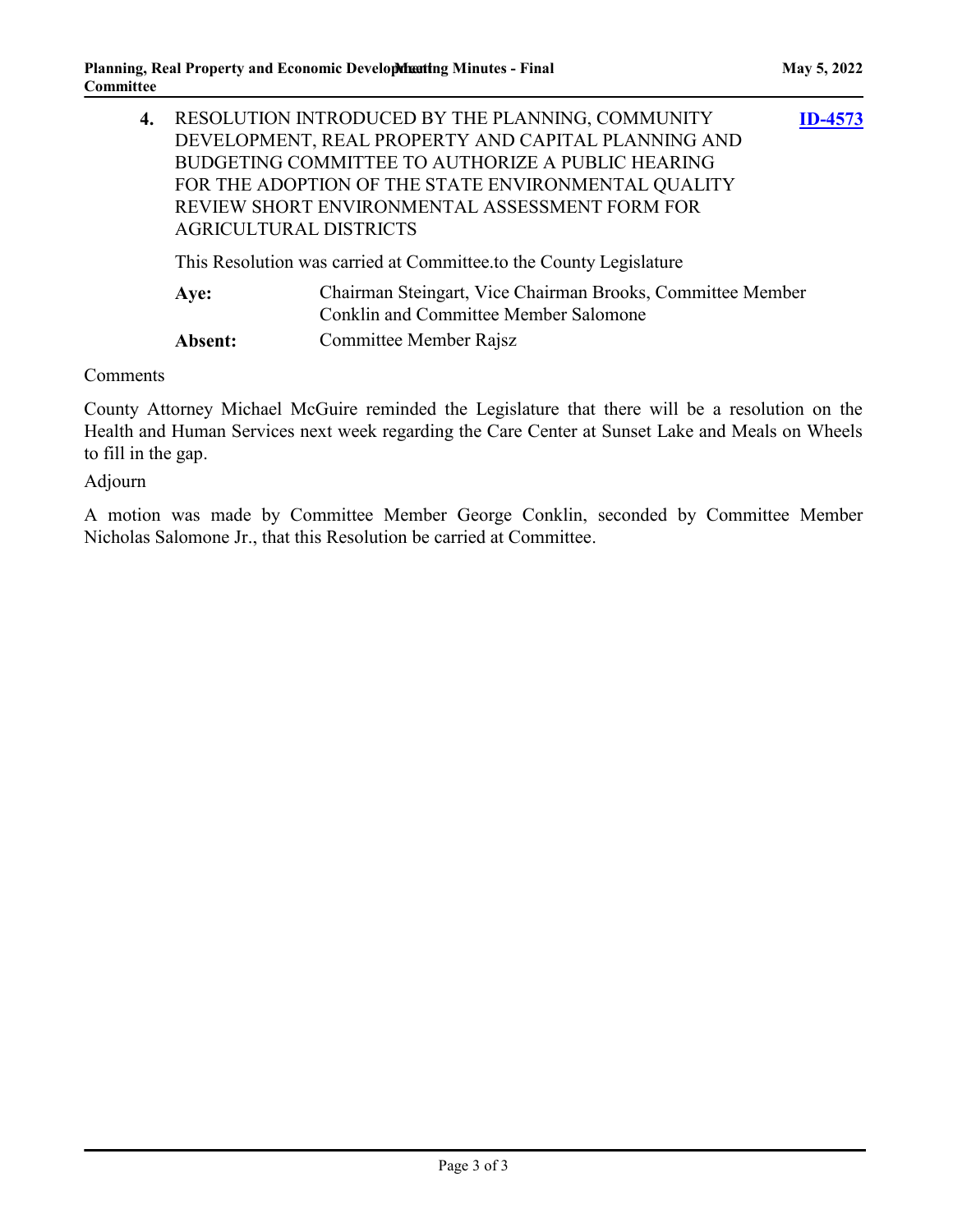**4.** RESOLUTION INTRODUCED BY THE PLANNING, COMMUNITY DEVELOPMENT, REAL PROPERTY AND CAPITAL PLANNING AND BUDGETING COMMITTEE TO AUTHORIZE A PUBLIC HEARING FOR THE ADOPTION OF THE STATE ENVIRONMENTAL QUALITY REVIEW SHORT ENVIRONMENTAL ASSESSMENT FORM FOR AGRICULTURAL DISTRICTS **ID-4573**

This Resolution was carried at Committee.to the County Legislature

**Aye:** Chairman Steingart, Vice Chairman Brooks, Committee Member Conklin and Committee Member Salomone

**Absent:** Committee Member Rajsz

Comments

County Attorney Michael McGuire reminded the Legislature that there will be a resolution on the Health and Human Services next week regarding the Care Center at Sunset Lake and Meals on Wheels to fill in the gap.

Adjourn

A motion was made by Committee Member George Conklin, seconded by Committee Member Nicholas Salomone Jr., that this Resolution be carried at Committee.